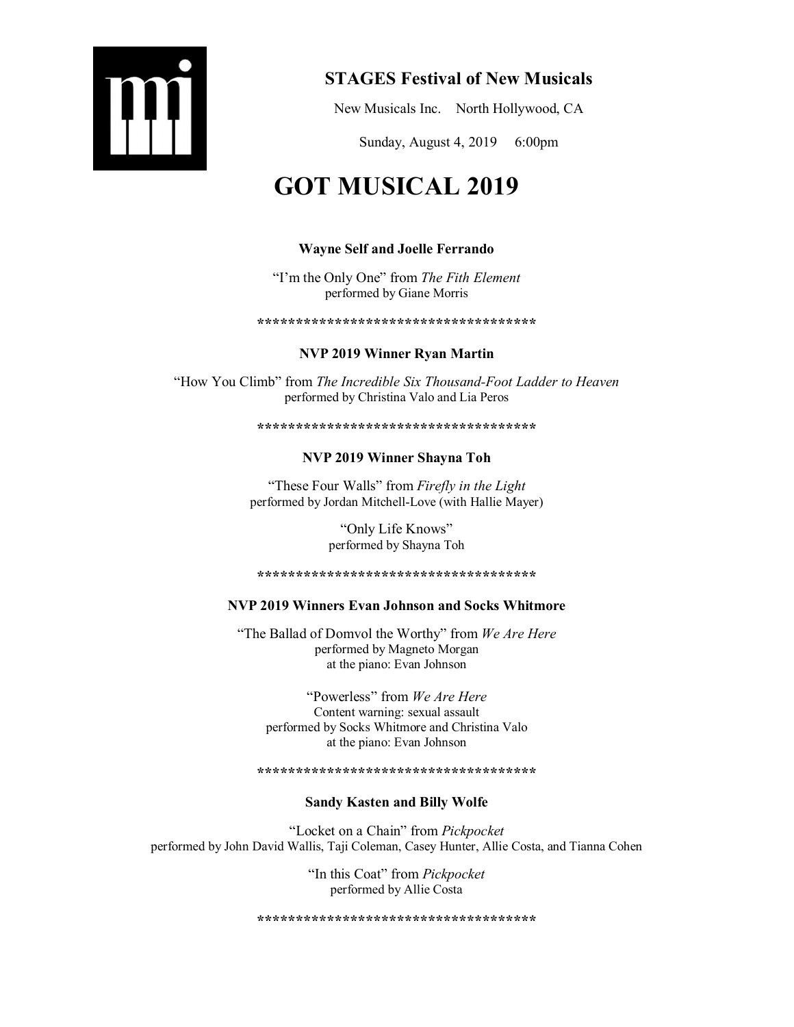**STAGES Festival of New Musicals**

New Musicals Inc.    North Hollywood, CA

Sunday, August 4, 2019    6:00pm

# GOT MUSICAL 2019

**Wayne Self and Joelle Ferrando**

"I'm the Only One" from *The Fith Element*
performed by Giane Morris

*************************************

**NVP 2019 Winner Ryan Martin**

"How You Climb" from *The Incredible Six Thousand-Foot Ladder to Heaven*
performed by Christina Valo and Lia Peros

*************************************

**NVP 2019 Winner Shayna Toh**

"These Four Walls" from *Firefly in the Light*
performed by Jordan Mitchell-Love (with Hallie Mayer)

"Only Life Knows"
performed by Shayna Toh

*************************************

**NVP 2019 Winners Evan Johnson and Socks Whitmore**

"The Ballad of Domvol the Worthy" from *We Are Here*
performed by Magneto Morgan
at the piano: Evan Johnson

"Powerless" from *We Are Here*
Content warning: sexual assault
performed by Socks Whitmore and Christina Valo
at the piano: Evan Johnson

*************************************

**Sandy Kasten and Billy Wolfe**

"Locket on a Chain" from *Pickpocket*
performed by John David Wallis, Taji Coleman, Casey Hunter, Allie Costa, and Tianna Cohen

"In this Coat" from *Pickpocket*
performed by Allie Costa

*************************************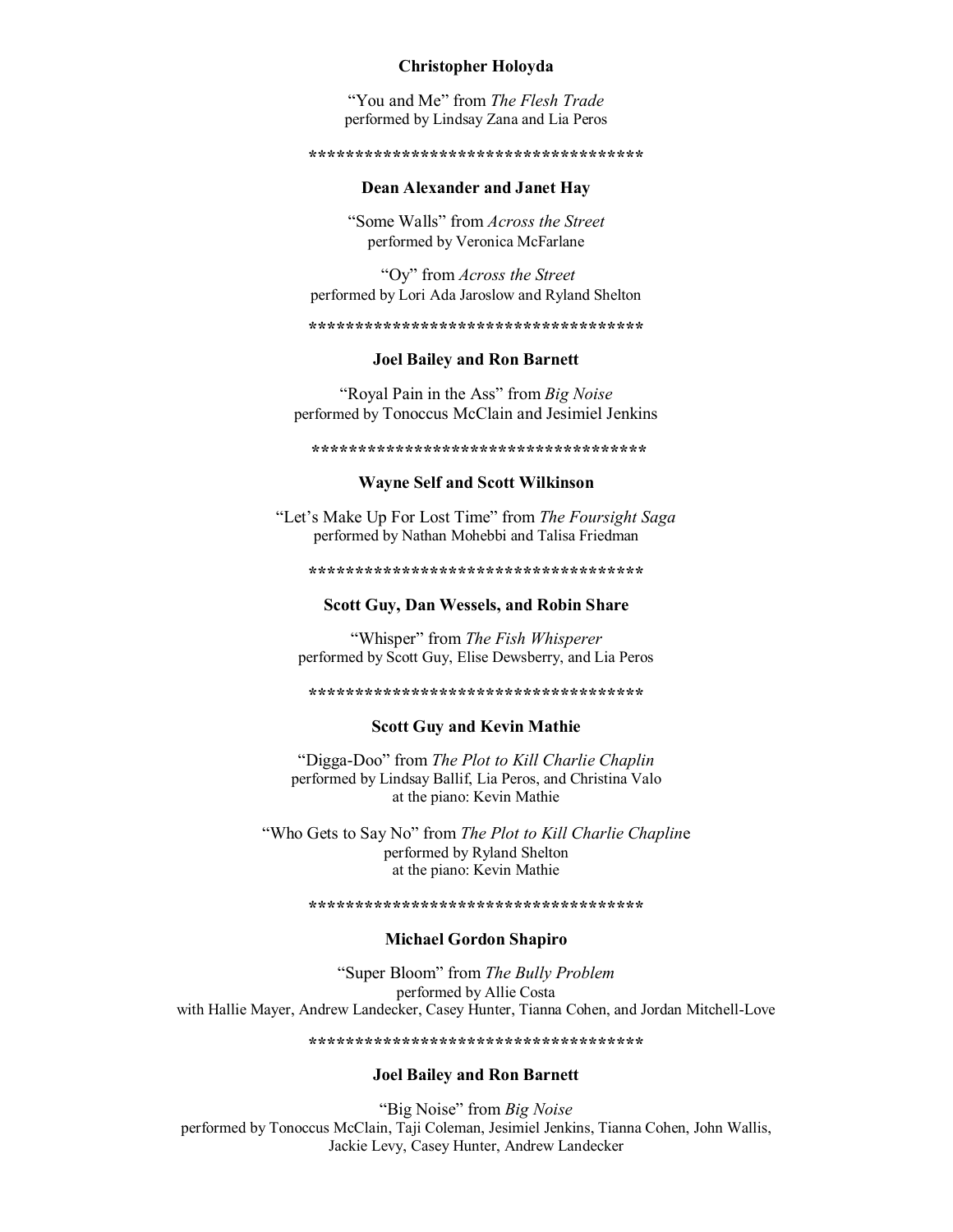**Christopher Holoyda**

"You and Me" from *The Flesh Trade*
performed by Lindsay Zana and Lia Peros

*************************************

**Dean Alexander and Janet Hay**

"Some Walls" from *Across the Street*
performed by Veronica McFarlane

"Oy" from *Across the Street*
performed by Lori Ada Jaroslow and Ryland Shelton

*************************************

**Joel Bailey and Ron Barnett**

"Royal Pain in the Ass" from *Big Noise*
performed by Tonoccus McClain and Jesimiel Jenkins

*************************************

**Wayne Self and Scott Wilkinson**

"Let's Make Up For Lost Time" from *The Foursight Saga*
performed by Nathan Mohebbi and Talisa Friedman

*************************************

**Scott Guy, Dan Wessels, and Robin Share**

"Whisper" from *The Fish Whisperer*
performed by Scott Guy, Elise Dewsberry, and Lia Peros

*************************************

**Scott Guy and Kevin Mathie**

"Digga-Doo" from *The Plot to Kill Charlie Chaplin*
performed by Lindsay Ballif, Lia Peros, and Christina Valo
at the piano: Kevin Mathie

"Who Gets to Say No" from *The Plot to Kill Charlie Chaplin*e
performed by Ryland Shelton
at the piano: Kevin Mathie

*************************************

**Michael Gordon Shapiro**

"Super Bloom" from *The Bully Problem*
performed by Allie Costa
with Hallie Mayer, Andrew Landecker, Casey Hunter, Tianna Cohen, and Jordan Mitchell-Love

*************************************

**Joel Bailey and Ron Barnett**

"Big Noise" from *Big Noise*
performed by Tonoccus McClain, Taji Coleman, Jesimiel Jenkins, Tianna Cohen, John Wallis, Jackie Levy, Casey Hunter, Andrew Landecker